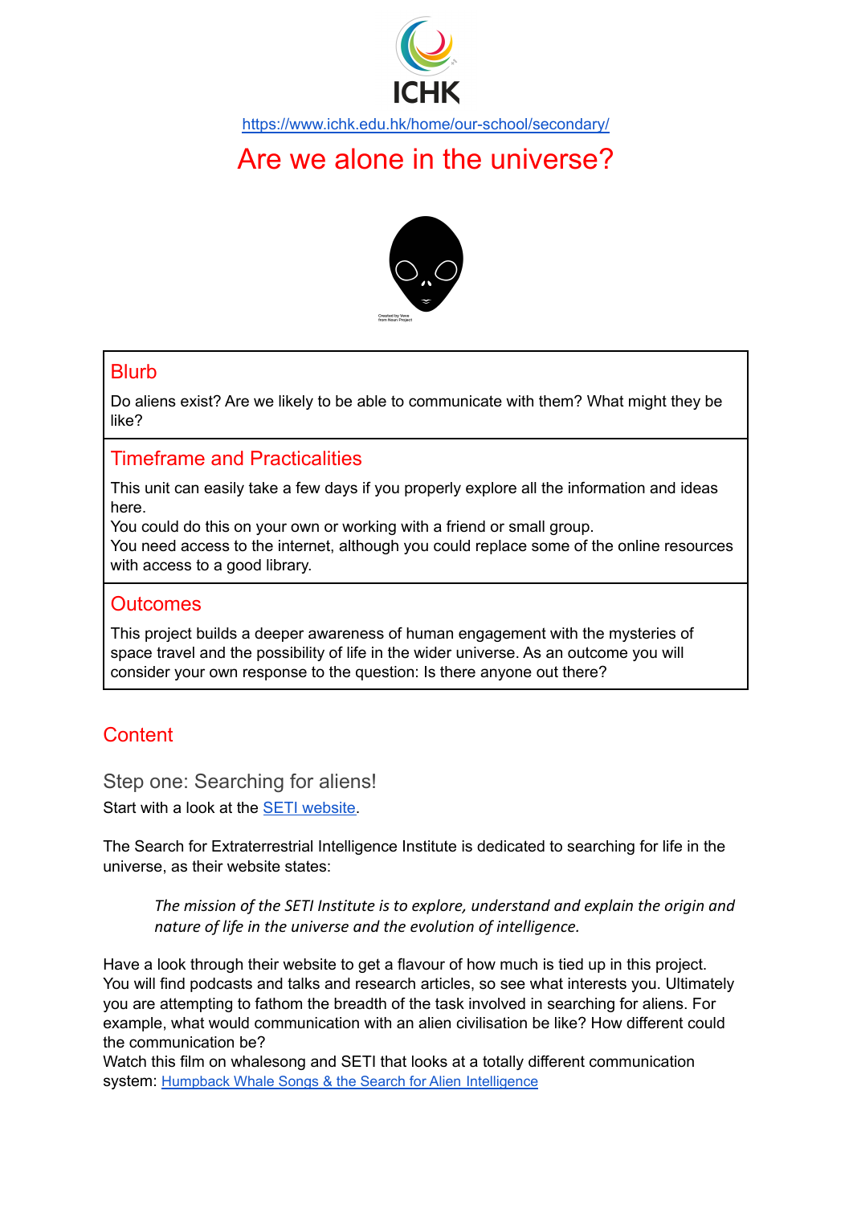ICHK

https://www.ichk.edu.hk/home/our-school/secondary/

# Are we alone in the universe?

Created by Veve from Noun Project

## Blurb

Do aliens exist? Are we likely to be able to communicate with them? What might they be like?

## Timeframe and Practicalities

This unit can easily take a few days if you properly explore all the information and ideas here.
You could do this on your own or working with a friend or small group.
You need access to the internet, although you could replace some of the online resources with access to a good library.

## Outcomes

This project builds a deeper awareness of human engagement with the mysteries of space travel and the possibility of life in the wider universe. As an outcome you will consider your own response to the question: Is there anyone out there?

## Content

### Step one: Searching for aliens!

Start with a look at the SETI website.

The Search for Extraterrestrial Intelligence Institute is dedicated to searching for life in the universe, as their website states:

> *The mission of the SETI Institute is to explore, understand and explain the origin and nature of life in the universe and the evolution of intelligence.*

Have a look through their website to get a flavour of how much is tied up in this project. You will find podcasts and talks and research articles, so see what interests you. Ultimately you are attempting to fathom the breadth of the task involved in searching for aliens. For example, what would communication with an alien civilisation be like? How different could the communication be?
Watch this film on whalesong and SETI that looks at a totally different communication system: Humpback Whale Songs & the Search for Alien Intelligence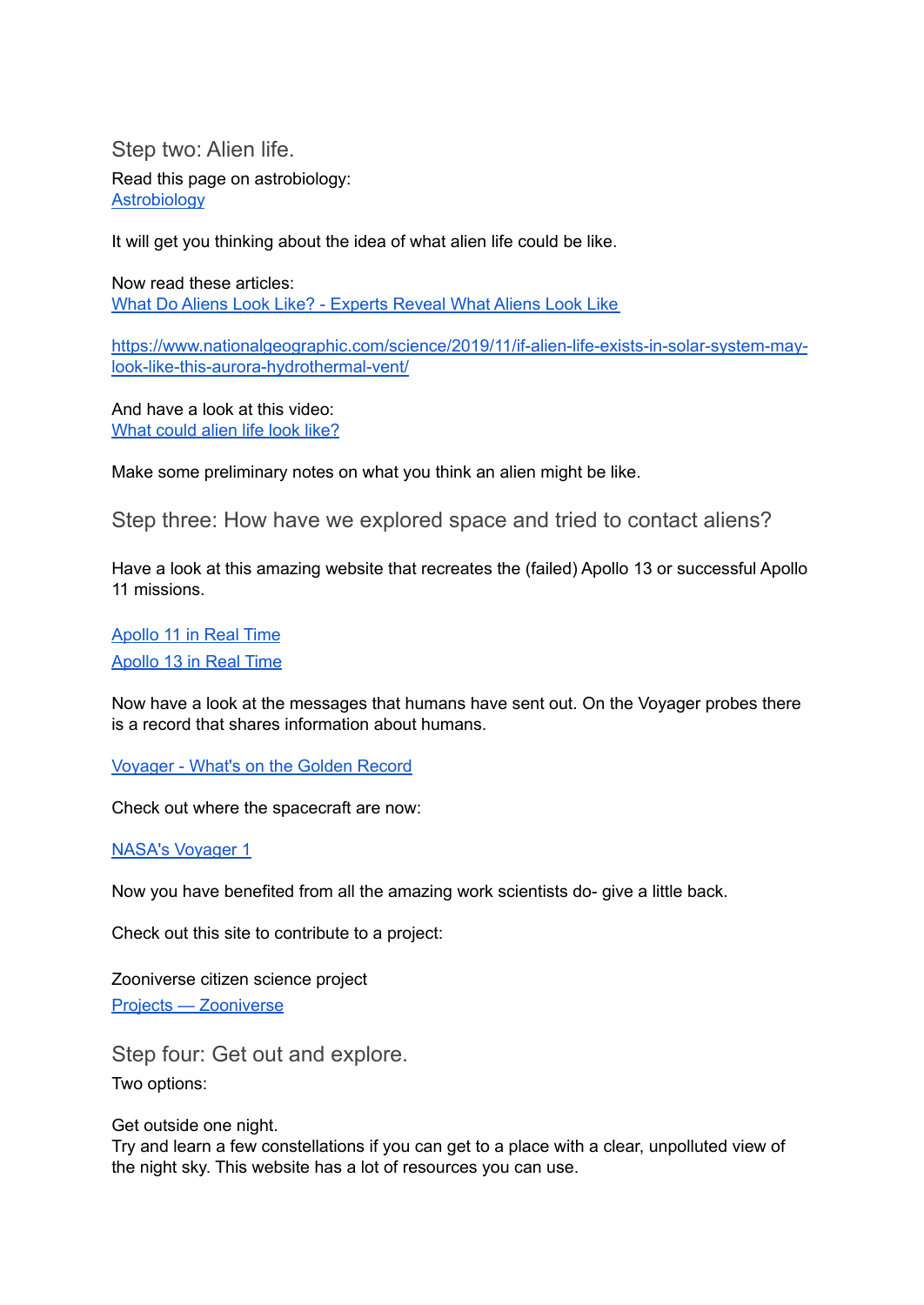## Step two: Alien life.

Read this page on astrobiology:
[Astrobiology]

It will get you thinking about the idea of what alien life could be like.

Now read these articles:
What Do Aliens Look Like? - Experts Reveal What Aliens Look Like

https://www.nationalgeographic.com/science/2019/11/if-alien-life-exists-in-solar-system-may-look-like-this-aurora-hydrothermal-vent/

And have a look at this video:
What could alien life look like?

Make some preliminary notes on what you think an alien might be like.

## Step three: How have we explored space and tried to contact aliens?

Have a look at this amazing website that recreates the (failed) Apollo 13 or successful Apollo 11 missions.

Apollo 11 in Real Time
Apollo 13 in Real Time

Now have a look at the messages that humans have sent out. On the Voyager probes there is a record that shares information about humans.

Voyager - What's on the Golden Record

Check out where the spacecraft are now:

NASA's Voyager 1

Now you have benefited from all the amazing work scientists do- give a little back.

Check out this site to contribute to a project:

Zooniverse citizen science project
Projects — Zooniverse

## Step four: Get out and explore.

Two options:

Get outside one night.
Try and learn a few constellations if you can get to a place with a clear, unpolluted view of the night sky. This website has a lot of resources you can use.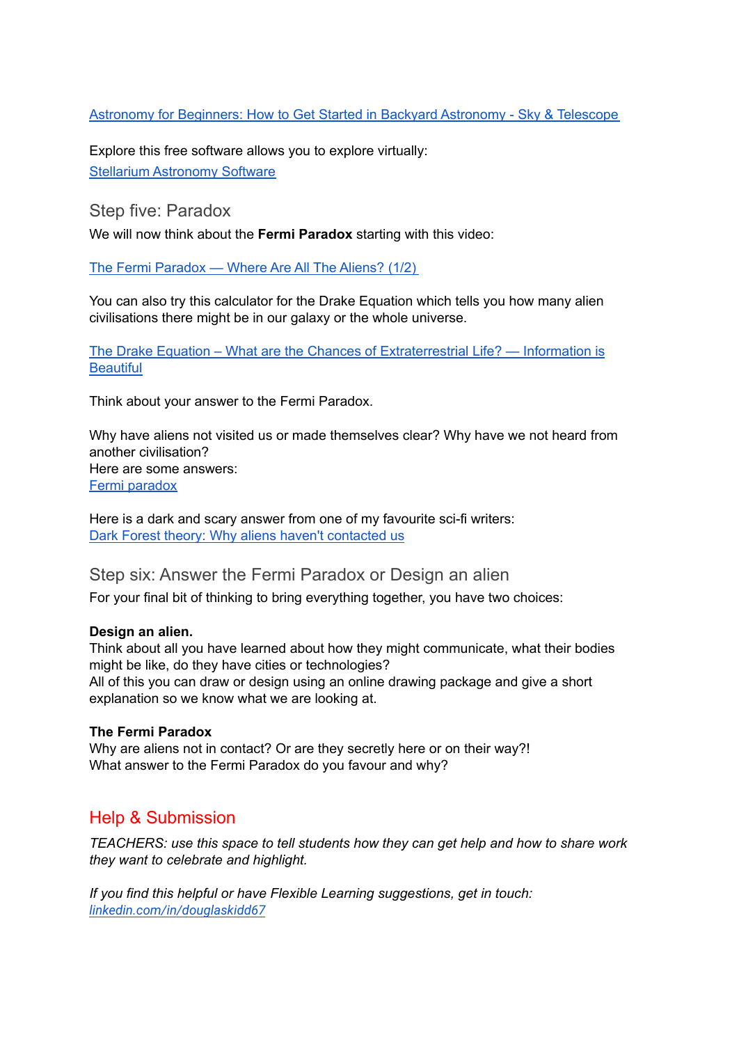[Astronomy for Beginners: How to Get Started in Backyard Astronomy - Sky & Telescope]

Explore this free software allows you to explore virtually:
[Stellarium Astronomy Software]

## Step five: Paradox

We will now think about the **Fermi Paradox** starting with this video:

[The Fermi Paradox — Where Are All The Aliens? (1/2)]

You can also try this calculator for the Drake Equation which tells you how many alien civilisations there might be in our galaxy or the whole universe.

[The Drake Equation – What are the Chances of Extraterrestrial Life? — Information is Beautiful]

Think about your answer to the Fermi Paradox.

Why have aliens not visited us or made themselves clear? Why have we not heard from another civilisation?
Here are some answers:
[Fermi paradox]

Here is a dark and scary answer from one of my favourite sci-fi writers:
[Dark Forest theory: Why aliens haven't contacted us]

## Step six: Answer the Fermi Paradox or Design an alien

For your final bit of thinking to bring everything together, you have two choices:

**Design an alien.**
Think about all you have learned about how they might communicate, what their bodies might be like, do they have cities or technologies?
All of this you can draw or design using an online drawing package and give a short explanation so we know what we are looking at.

**The Fermi Paradox**
Why are aliens not in contact? Or are they secretly here or on their way?!
What answer to the Fermi Paradox do you favour and why?

## Help & Submission

*TEACHERS: use this space to tell students how they can get help and how to share work they want to celebrate and highlight.*

*If you find this helpful or have Flexible Learning suggestions, get in touch:*
*linkedin.com/in/douglaskidd67*